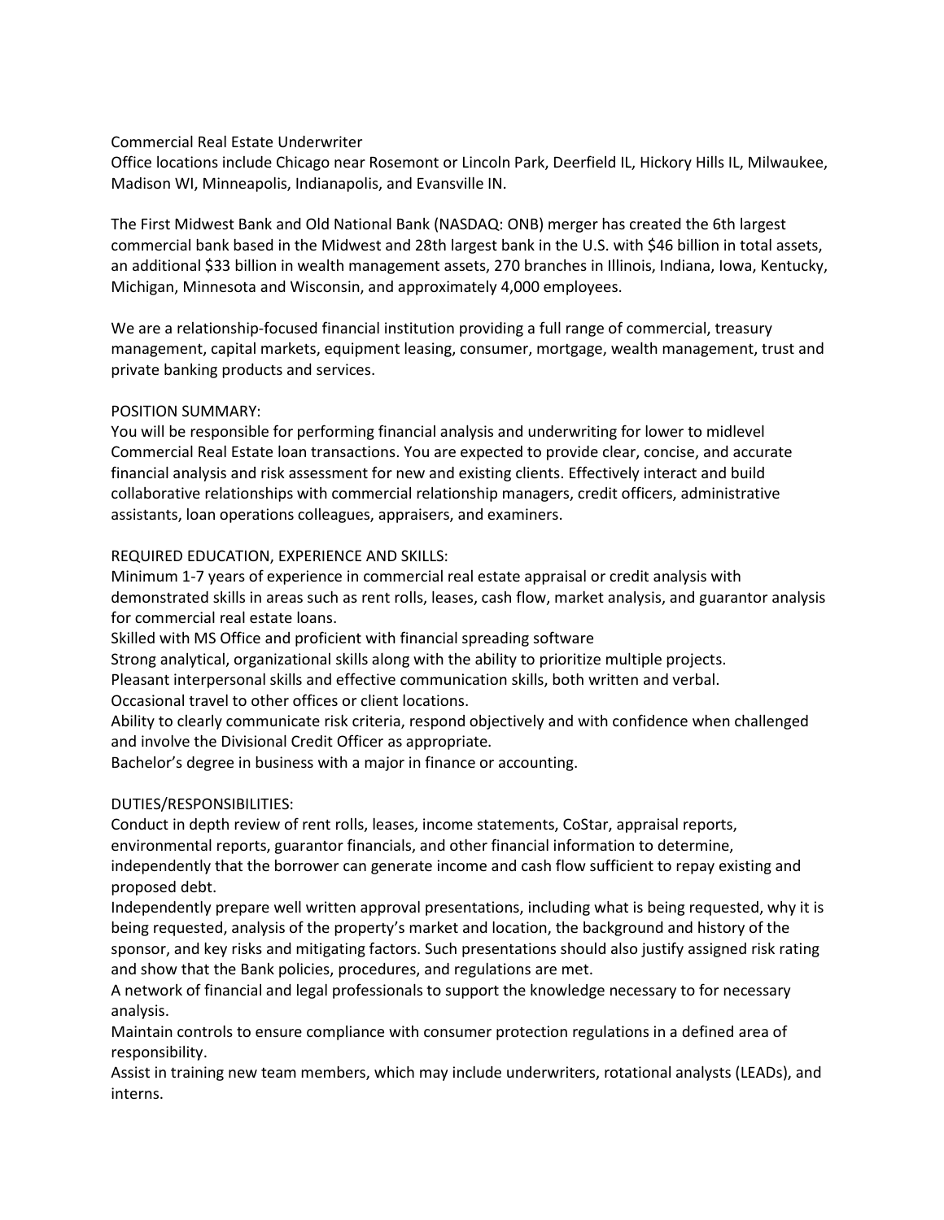# Commercial Real Estate Underwriter

Office locations include Chicago near Rosemont or Lincoln Park, Deerfield IL, Hickory Hills IL, Milwaukee, Madison WI, Minneapolis, Indianapolis, and Evansville IN.

The First Midwest Bank and Old National Bank (NASDAQ: ONB) merger has created the 6th largest commercial bank based in the Midwest and 28th largest bank in the U.S. with $46 billion in total assets, an additional $33 billion in wealth management assets, 270 branches in Illinois, Indiana, Iowa, Kentucky, Michigan, Minnesota and Wisconsin, and approximately 4,000 employees.

We are a relationship-focused financial institution providing a full range of commercial, treasury management, capital markets, equipment leasing, consumer, mortgage, wealth management, trust and private banking products and services.

## POSITION SUMMARY:

You will be responsible for performing financial analysis and underwriting for lower to midlevel Commercial Real Estate loan transactions. You are expected to provide clear, concise, and accurate financial analysis and risk assessment for new and existing clients. Effectively interact and build collaborative relationships with commercial relationship managers, credit officers, administrative assistants, loan operations colleagues, appraisers, and examiners.

## REQUIRED EDUCATION, EXPERIENCE AND SKILLS:

Minimum 1-7 years of experience in commercial real estate appraisal or credit analysis with demonstrated skills in areas such as rent rolls, leases, cash flow, market analysis, and guarantor analysis for commercial real estate loans.

Skilled with MS Office and proficient with financial spreading software

Strong analytical, organizational skills along with the ability to prioritize multiple projects.

Pleasant interpersonal skills and effective communication skills, both written and verbal.

Occasional travel to other offices or client locations.

Ability to clearly communicate risk criteria, respond objectively and with confidence when challenged and involve the Divisional Credit Officer as appropriate.

Bachelor's degree in business with a major in finance or accounting.

## DUTIES/RESPONSIBILITIES:

Conduct in depth review of rent rolls, leases, income statements, CoStar, appraisal reports, environmental reports, guarantor financials, and other financial information to determine, independently that the borrower can generate income and cash flow sufficient to repay existing and proposed debt.

Independently prepare well written approval presentations, including what is being requested, why it is being requested, analysis of the property's market and location, the background and history of the sponsor, and key risks and mitigating factors. Such presentations should also justify assigned risk rating and show that the Bank policies, procedures, and regulations are met.

A network of financial and legal professionals to support the knowledge necessary to for necessary analysis.

Maintain controls to ensure compliance with consumer protection regulations in a defined area of responsibility.

Assist in training new team members, which may include underwriters, rotational analysts (LEADs), and interns.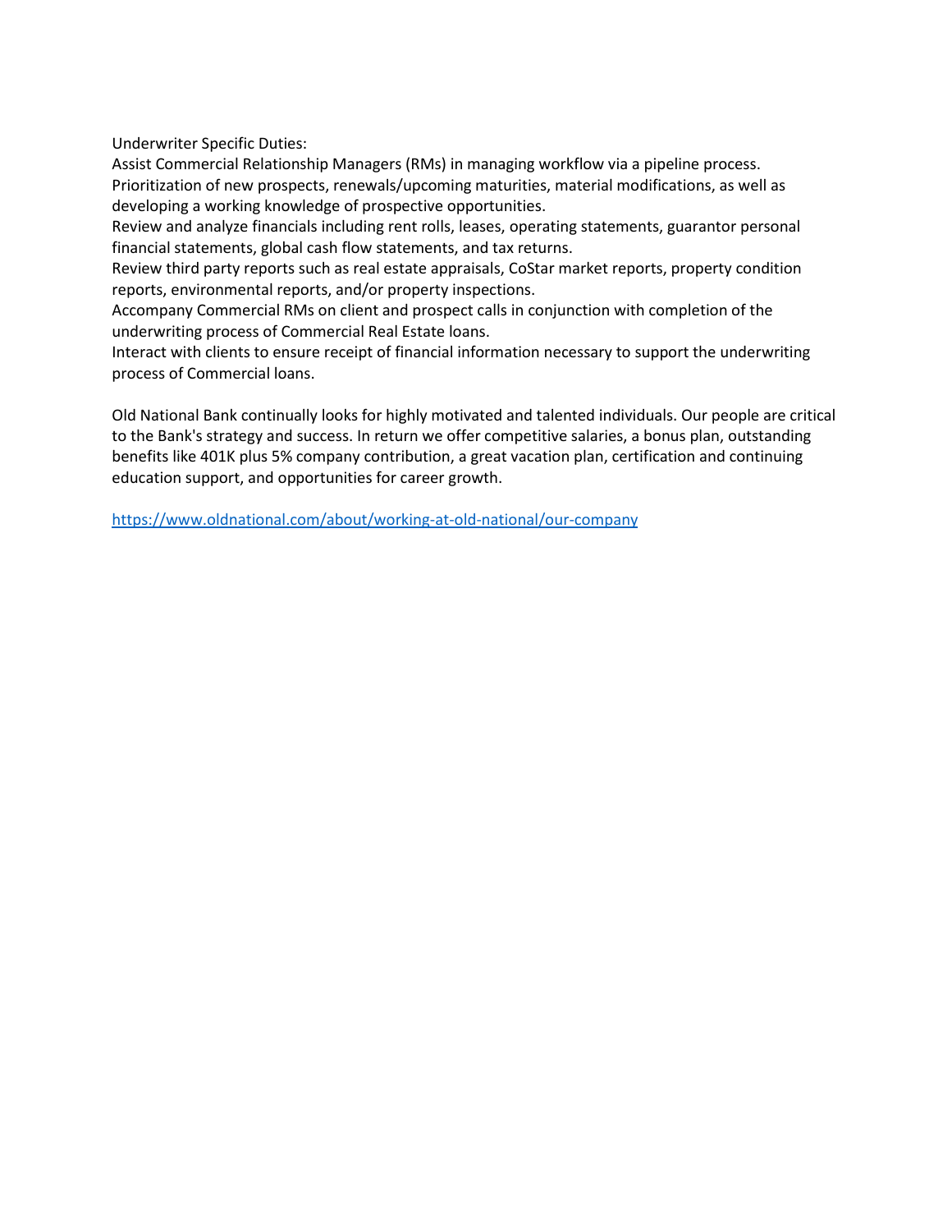Underwriter Specific Duties:

Assist Commercial Relationship Managers (RMs) in managing workflow via a pipeline process.

Prioritization of new prospects, renewals/upcoming maturities, material modifications, as well as developing a working knowledge of prospective opportunities.

Review and analyze financials including rent rolls, leases, operating statements, guarantor personal financial statements, global cash flow statements, and tax returns.

Review third party reports such as real estate appraisals, CoStar market reports, property condition reports, environmental reports, and/or property inspections.

Accompany Commercial RMs on client and prospect calls in conjunction with completion of the underwriting process of Commercial Real Estate loans.

Interact with clients to ensure receipt of financial information necessary to support the underwriting process of Commercial loans.

Old National Bank continually looks for highly motivated and talented individuals. Our people are critical to the Bank's strategy and success. In return we offer competitive salaries, a bonus plan, outstanding benefits like 401K plus 5% company contribution, a great vacation plan, certification and continuing education support, and opportunities for career growth.

https://www.oldnational.com/about/working-at-old-national/our-company